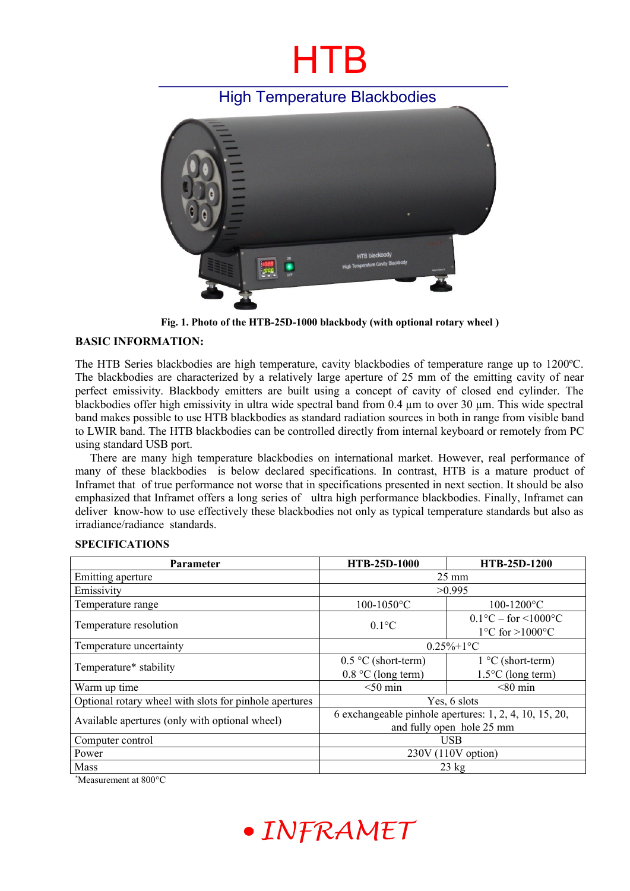# HTB

## High Temperature Blackbodies

**Fig. 1. Photo of the HTB-25D-1000 blackbody (with optional rotary wheel )**

**BASIC INFORMATION:**

The HTB Series blackbodies are high temperature, cavity blackbodies of temperature range up to 1200ºC. The blackbodies are characterized by a relatively large aperture of 25 mm of the emitting cavity of near perfect emissivity. Blackbody emitters are built using a concept of cavity of closed end cylinder. The blackbodies offer high emissivity in ultra wide spectral band from 0.4 µm to over 30 µm. This wide spectral band makes possible to use HTB blackbodies as standard radiation sources in both in range from visible band to LWIR band. The HTB blackbodies can be controlled directly from internal keyboard or remotely from PC using standard USB port.

There are many high temperature blackbodies on international market. However, real performance of many of these blackbodies is below declared specifications. In contrast, HTB is a mature product of Inframet that of true performance not worse that in specifications presented in next section. It should be also emphasized that Inframet offers a long series of ultra high performance blackbodies. Finally, Inframet can deliver know-how to use effectively these blackbodies not only as typical temperature standards but also as irradiance/radiance standards.

**SPECIFICATIONS**

| Parameter | HTB-25D-1000 | HTB-25D-1200 |
|---|---|---|
| Emitting aperture | 25 mm | |
| Emissivity | >0.995 | |
| Temperature range | 100-1050°C | 100-1200°C |
| Temperature resolution | 0.1°C | 0.1°C – for <1000°C<br>1°C for >1000°C |
| Temperature uncertainty | 0.25%+1°C | |
| Temperature* stability | 0.5 °C (short-term)<br>0.8 °C (long term) | 1 °C (short-term)<br>1.5°C (long term) |
| Warm up time | <50 min | <80 min |
| Optional rotary wheel with slots for pinhole apertures | Yes, 6 slots | |
| Available apertures (only with optional wheel) | 6 exchangeable pinhole apertures: 1, 2, 4, 10, 15, 20, and fully open hole 25 mm | |
| Computer control | USB | |
| Power | 230V (110V option) | |
| Mass | 23 kg | |

*Measurement at 800°C

• INFRAMET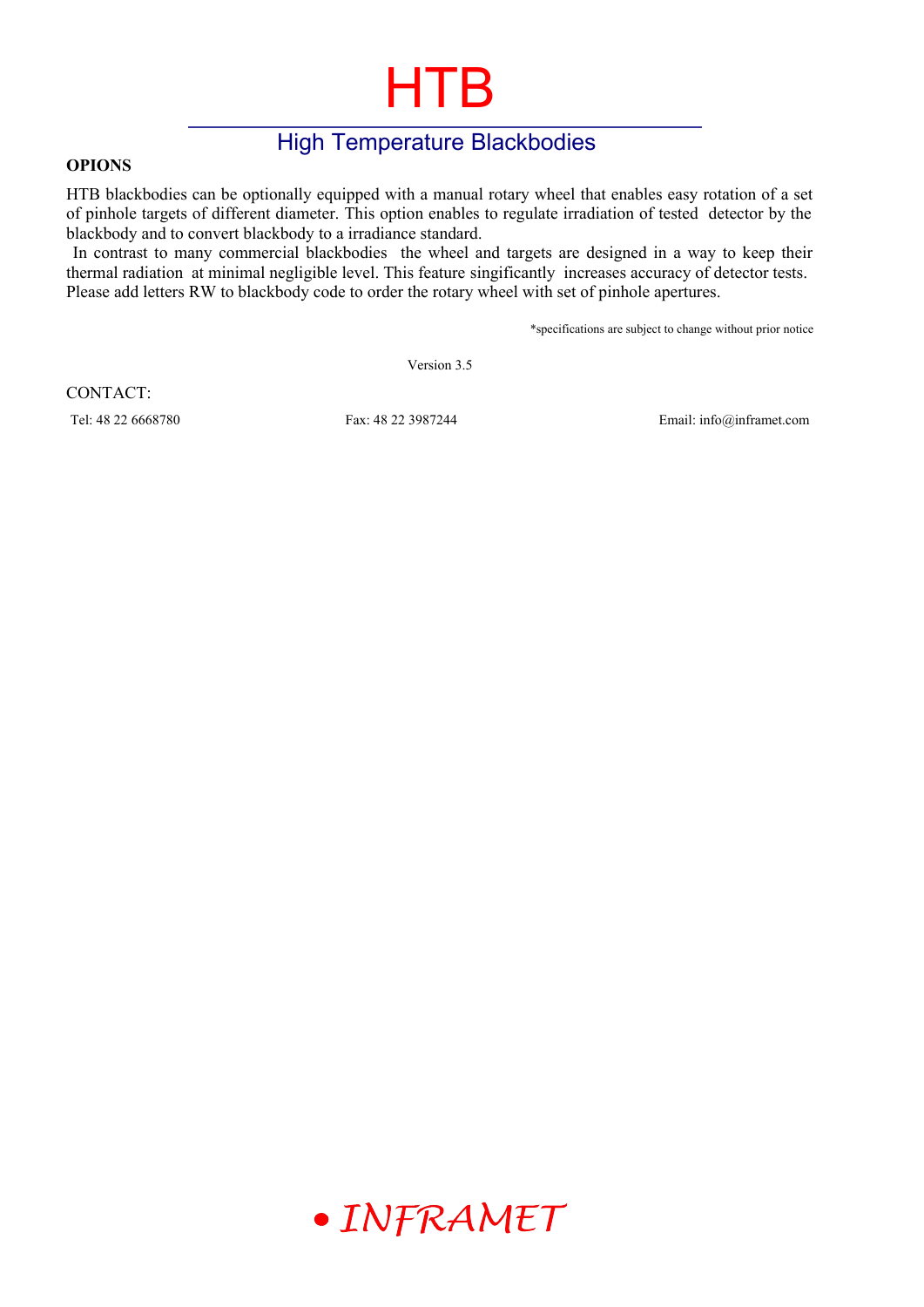# HTB

## High Temperature Blackbodies

**OPIONS**

HTB blackbodies can be optionally equipped with a manual rotary wheel that enables easy rotation of a set of pinhole targets of different diameter. This option enables to regulate irradiation of tested detector by the blackbody and to convert blackbody to a irradiance standard.

In contrast to many commercial blackbodies the wheel and targets are designed in a way to keep their thermal radiation at minimal negligible level. This feature singificantly increases accuracy of detector tests. Please add letters RW to blackbody code to order the rotary wheel with set of pinhole apertures.

*specifications are subject to change without prior notice

Version 3.5

CONTACT:

Tel: 48 22 6668780 Fax: 48 22 3987244 Email: info@inframet.com

• INFRAMET